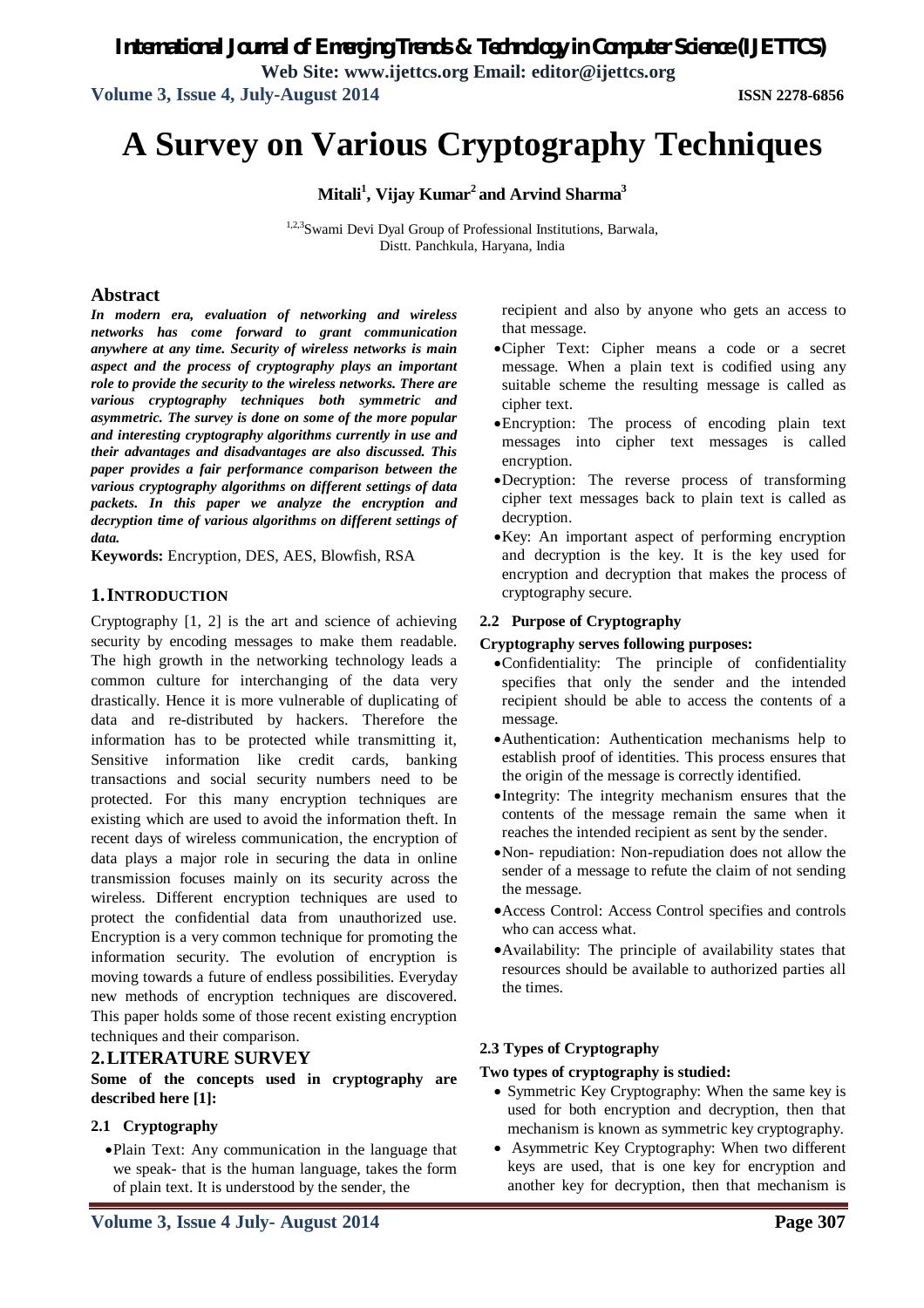# A Survey on Various Cryptography Techniques

**Mitali[1], Vijay Kumar[2] and Arvind Sharma[3]**

[1,2,3]Swami Devi Dyal Group of Professional Institutions, Barwala, Distt. Panchkula, Haryana, India

## Abstract

***In modern era, evaluation of networking and wireless networks has come forward to grant communication anywhere at any time. Security of wireless networks is main aspect and the process of cryptography plays an important role to provide the security to the wireless networks. There are various cryptography techniques both symmetric and asymmetric. The survey is done on some of the more popular and interesting cryptography algorithms currently in use and their advantages and disadvantages are also discussed. This paper provides a fair performance comparison between the various cryptography algorithms on different settings of data packets. In this paper we analyze the encryption and decryption time of various algorithms on different settings of data.***

**Keywords:** Encryption, DES, AES, Blowfish, RSA

## 1. INTRODUCTION

Cryptography [1, 2] is the art and science of achieving security by encoding messages to make them readable. The high growth in the networking technology leads a common culture for interchanging of the data very drastically. Hence it is more vulnerable of duplicating of data and re-distributed by hackers. Therefore the information has to be protected while transmitting it, Sensitive information like credit cards, banking transactions and social security numbers need to be protected. For this many encryption techniques are existing which are used to avoid the information theft. In recent days of wireless communication, the encryption of data plays a major role in securing the data in online transmission focuses mainly on its security across the wireless. Different encryption techniques are used to protect the confidential data from unauthorized use. Encryption is a very common technique for promoting the information security. The evolution of encryption is moving towards a future of endless possibilities. Everyday new methods of encryption techniques are discovered. This paper holds some of those recent existing encryption techniques and their comparison.

## 2. LITERATURE SURVEY

**Some of the concepts used in cryptography are described here [1]:**

### 2.1 Cryptography

- Plain Text: Any communication in the language that we speak- that is the human language, takes the form of plain text. It is understood by the sender, the recipient and also by anyone who gets an access to that message.
- Cipher Text: Cipher means a code or a secret message. When a plain text is codified using any suitable scheme the resulting message is called as cipher text.
- Encryption: The process of encoding plain text messages into cipher text messages is called encryption.
- Decryption: The reverse process of transforming cipher text messages back to plain text is called as decryption.
- Key: An important aspect of performing encryption and decryption is the key. It is the key used for encryption and decryption that makes the process of cryptography secure.

### 2.2 Purpose of Cryptography

**Cryptography serves following purposes:**

- Confidentiality: The principle of confidentiality specifies that only the sender and the intended recipient should be able to access the contents of a message.
- Authentication: Authentication mechanisms help to establish proof of identities. This process ensures that the origin of the message is correctly identified.
- Integrity: The integrity mechanism ensures that the contents of the message remain the same when it reaches the intended recipient as sent by the sender.
- Non- repudiation: Non-repudiation does not allow the sender of a message to refute the claim of not sending the message.
- Access Control: Access Control specifies and controls who can access what.
- Availability: The principle of availability states that resources should be available to authorized parties all the times.

### 2.3 Types of Cryptography

**Two types of cryptography is studied:**

- Symmetric Key Cryptography: When the same key is used for both encryption and decryption, then that mechanism is known as symmetric key cryptography.
- Asymmetric Key Cryptography: When two different keys are used, that is one key for encryption and another key for decryption, then that mechanism is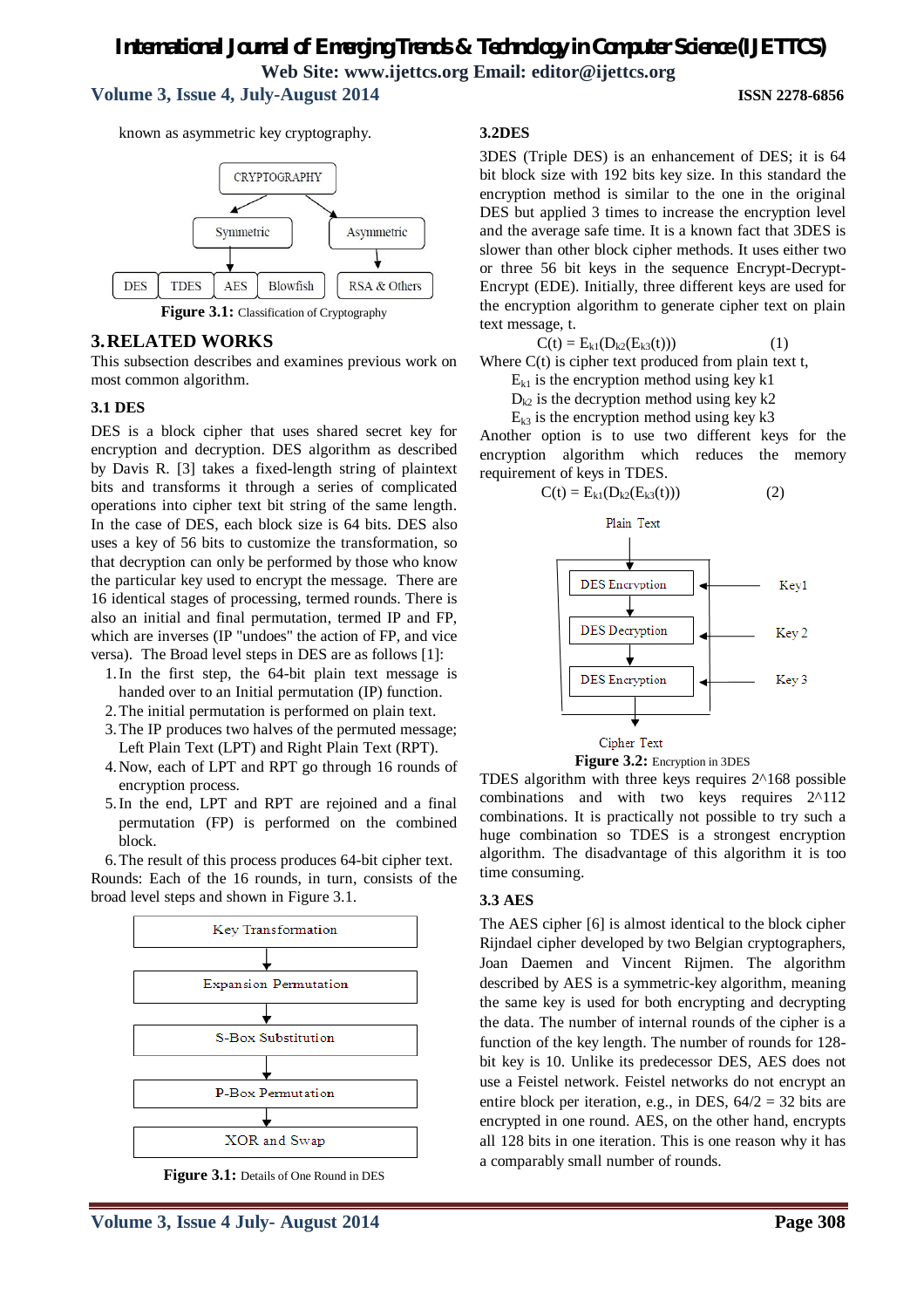known as asymmetric key cryptography.

CRYPTOGRAPHY → Symmetric (DES, TDES, AES, Blowfish); Asymmetric (RSA & Others)

**Figure 3.1:** Classification of Cryptography

## 3. RELATED WORKS

This subsection describes and examines previous work on most common algorithm.

### 3.1 DES

DES is a block cipher that uses shared secret key for encryption and decryption. DES algorithm as described by Davis R. [3] takes a fixed-length string of plaintext bits and transforms it through a series of complicated operations into cipher text bit string of the same length. In the case of DES, each block size is 64 bits. DES also uses a key of 56 bits to customize the transformation, so that decryption can only be performed by those who know the particular key used to encrypt the message. There are 16 identical stages of processing, termed rounds. There is also an initial and final permutation, termed IP and FP, which are inverses (IP "undoes" the action of FP, and vice versa). The Broad level steps in DES are as follows [1]:

1. In the first step, the 64-bit plain text message is handed over to an Initial permutation (IP) function.
2. The initial permutation is performed on plain text.
3. The IP produces two halves of the permuted message; Left Plain Text (LPT) and Right Plain Text (RPT).
4. Now, each of LPT and RPT go through 16 rounds of encryption process.
5. In the end, LPT and RPT are rejoined and a final permutation (FP) is performed on the combined block.
6. The result of this process produces 64-bit cipher text.

Rounds: Each of the 16 rounds, in turn, consists of the broad level steps and shown in Figure 3.1.

Key Transformation → Expansion Permutation → S-Box Substitution → P-Box Permutation → XOR and Swap

**Figure 3.1:** Details of One Round in DES

### 3.2DES

3DES (Triple DES) is an enhancement of DES; it is 64 bit block size with 192 bits key size. In this standard the encryption method is similar to the one in the original DES but applied 3 times to increase the encryption level and the average safe time. It is a known fact that 3DES is slower than other block cipher methods. It uses either two or three 56 bit keys in the sequence Encrypt-Decrypt-Encrypt (EDE). Initially, three different keys are used for the encryption algorithm to generate cipher text on plain text message, t.

$$C(t) = E_{k1}(D_{k2}(E_{k3}(t))) \quad (1)$$

Where C(t) is cipher text produced from plain text t,

$E_{k1}$ is the encryption method using key k1

$D_{k2}$ is the decryption method using key k2

$E_{k3}$ is the encryption method using key k3

Another option is to use two different keys for the encryption algorithm which reduces the memory requirement of keys in TDES.

$$C(t) = E_{k1}(D_{k2}(E_{k3}(t))) \quad (2)$$

Plain Text → DES Encryption (Key1) → DES Decryption (Key 2) → DES Encryption (Key 3) → Cipher Text

**Figure 3.2:** Encryption in 3DES

TDES algorithm with three keys requires 2^168 possible combinations and with two keys requires 2^112 combinations. It is practically not possible to try such a huge combination so TDES is a strongest encryption algorithm. The disadvantage of this algorithm it is too time consuming.

### 3.3 AES

The AES cipher [6] is almost identical to the block cipher Rijndael cipher developed by two Belgian cryptographers, Joan Daemen and Vincent Rijmen. The algorithm described by AES is a symmetric-key algorithm, meaning the same key is used for both encrypting and decrypting the data. The number of internal rounds of the cipher is a function of the key length. The number of rounds for 128-bit key is 10. Unlike its predecessor DES, AES does not use a Feistel network. Feistel networks do not encrypt an entire block per iteration, e.g., in DES, 64/2 = 32 bits are encrypted in one round. AES, on the other hand, encrypts all 128 bits in one iteration. This is one reason why it has a comparably small number of rounds.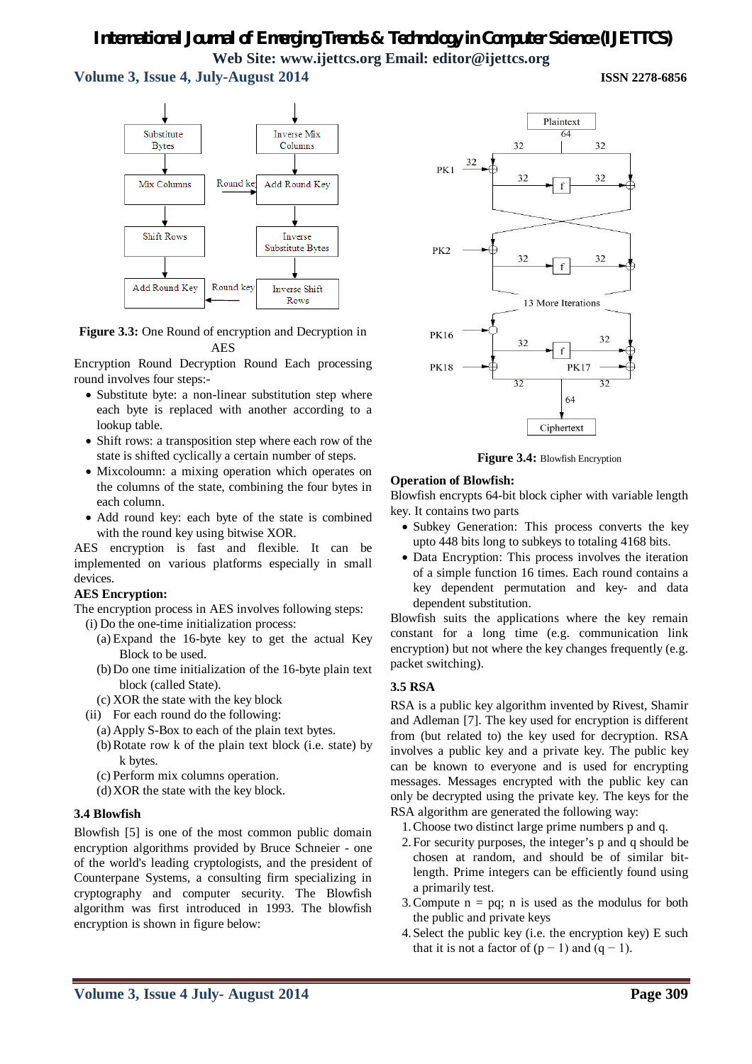**Figure 3.3:** One Round of encryption and Decryption in AES

Encryption Round Decryption Round Each processing round involves four steps:-

- Substitute byte: a non-linear substitution step where each byte is replaced with another according to a lookup table.
- Shift rows: a transposition step where each row of the state is shifted cyclically a certain number of steps.
- Mixcoloumn: a mixing operation which operates on the columns of the state, combining the four bytes in each column.
- Add round key: each byte of the state is combined with the round key using bitwise XOR.

AES encryption is fast and flexible. It can be implemented on various platforms especially in small devices.

**AES Encryption:**

The encryption process in AES involves following steps:

(i) Do the one-time initialization process:

(a) Expand the 16-byte key to get the actual Key Block to be used.

(b) Do one time initialization of the 16-byte plain text block (called State).

(c) XOR the state with the key block

(ii) For each round do the following:

(a) Apply S-Box to each of the plain text bytes.

(b) Rotate row k of the plain text block (i.e. state) by k bytes.

(c) Perform mix columns operation.

(d) XOR the state with the key block.

### 3.4 Blowfish

Blowfish [5] is one of the most common public domain encryption algorithms provided by Bruce Schneier - one of the world's leading cryptologists, and the president of Counterpane Systems, a consulting firm specializing in cryptography and computer security. The Blowfish algorithm was first introduced in 1993. The blowfish encryption is shown in figure below:

**Figure 3.4:** Blowfish Encryption

**Operation of Blowfish:**

Blowfish encrypts 64-bit block cipher with variable length key. It contains two parts

- Subkey Generation: This process converts the key upto 448 bits long to subkeys to totaling 4168 bits.
- Data Encryption: This process involves the iteration of a simple function 16 times. Each round contains a key dependent permutation and key- and data dependent substitution.

Blowfish suits the applications where the key remain constant for a long time (e.g. communication link encryption) but not where the key changes frequently (e.g. packet switching).

### 3.5 RSA

RSA is a public key algorithm invented by Rivest, Shamir and Adleman [7]. The key used for encryption is different from (but related to) the key used for decryption. RSA involves a public key and a private key. The public key can be known to everyone and is used for encrypting messages. Messages encrypted with the public key can only be decrypted using the private key. The keys for the RSA algorithm are generated the following way:

1. Choose two distinct large prime numbers p and q.
2. For security purposes, the integer's p and q should be chosen at random, and should be of similar bit-length. Prime integers can be efficiently found using a primarily test.
3. Compute $n = pq$; n is used as the modulus for both the public and private keys
4. Select the public key (i.e. the encryption key) E such that it is not a factor of $(p - 1)$ and $(q - 1)$.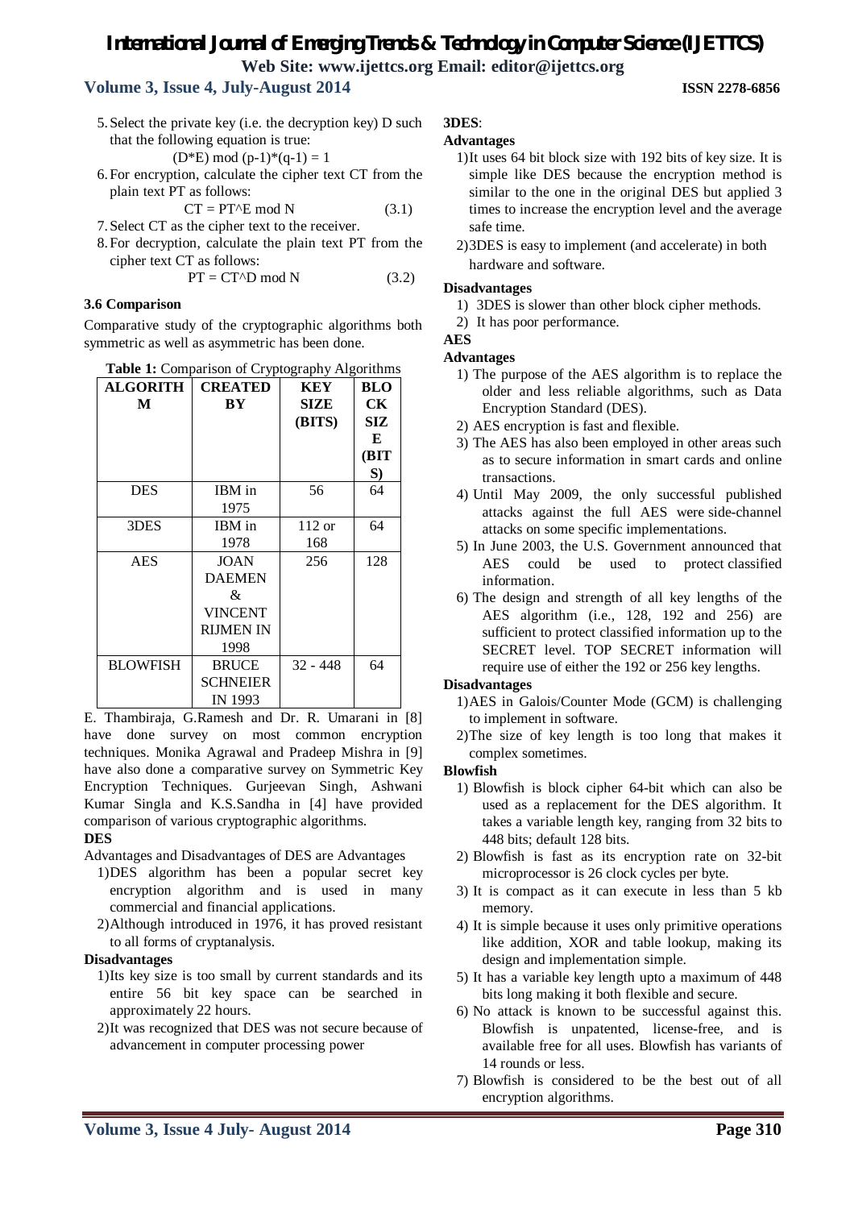5. Select the private key (i.e. the decryption key) D such that the following equation is true:

$$(D*E) \bmod (p-1)*(q-1) = 1$$

6. For encryption, calculate the cipher text CT from the plain text PT as follows:

$$CT = PT^E \bmod N \quad (3.1)$$

7. Select CT as the cipher text to the receiver.
8. For decryption, calculate the plain text PT from the cipher text CT as follows:

$$PT = CT^D \bmod N \quad (3.2)$$

### 3.6 Comparison

Comparative study of the cryptographic algorithms both symmetric as well as asymmetric has been done.

**Table 1:** Comparison of Cryptography Algorithms

| ALGORITHM | CREATED BY | KEY SIZE (BITS) | BLOCK SIZE (BITS) |
|---|---|---|---|
| DES | IBM in 1975 | 56 | 64 |
| 3DES | IBM in 1978 | 112 or 168 | 64 |
| AES | JOAN DAEMEN & VINCENT RIJMEN IN 1998 | 256 | 128 |
| BLOWFISH | BRUCE SCHNEIER IN 1993 | 32 - 448 | 64 |

E. Thambiraja, G.Ramesh and Dr. R. Umarani in [8] have done survey on most common encryption techniques. Monika Agrawal and Pradeep Mishra in [9] have also done a comparative survey on Symmetric Key Encryption Techniques. Gurjeevan Singh, Ashwani Kumar Singla and K.S.Sandha in [4] have provided comparison of various cryptographic algorithms.

**DES**

Advantages and Disadvantages of DES are Advantages

1) DES algorithm has been a popular secret key encryption algorithm and is used in many commercial and financial applications.
2) Although introduced in 1976, it has proved resistant to all forms of cryptanalysis.

**Disadvantages**

1) Its key size is too small by current standards and its entire 56 bit key space can be searched in approximately 22 hours.
2) It was recognized that DES was not secure because of advancement in computer processing power

**3DES**:

**Advantages**

1) It uses 64 bit block size with 192 bits of key size. It is simple like DES because the encryption method is similar to the one in the original DES but applied 3 times to increase the encryption level and the average safe time.
2) 3DES is easy to implement (and accelerate) in both hardware and software.

**Disadvantages**

1) 3DES is slower than other block cipher methods.
2) It has poor performance.

**AES**

**Advantages**

1) The purpose of the AES algorithm is to replace the older and less reliable algorithms, such as Data Encryption Standard (DES).
2) AES encryption is fast and flexible.
3) The AES has also been employed in other areas such as to secure information in smart cards and online transactions.
4) Until May 2009, the only successful published attacks against the full AES were side-channel attacks on some specific implementations.
5) In June 2003, the U.S. Government announced that AES could be used to protect classified information.
6) The design and strength of all key lengths of the AES algorithm (i.e., 128, 192 and 256) are sufficient to protect classified information up to the SECRET level. TOP SECRET information will require use of either the 192 or 256 key lengths.

**Disadvantages**

1) AES in Galois/Counter Mode (GCM) is challenging to implement in software.
2) The size of key length is too long that makes it complex sometimes.

**Blowfish**

1) Blowfish is block cipher 64-bit which can also be used as a replacement for the DES algorithm. It takes a variable length key, ranging from 32 bits to 448 bits; default 128 bits.
2) Blowfish is fast as its encryption rate on 32-bit microprocessor is 26 clock cycles per byte.
3) It is compact as it can execute in less than 5 kb memory.
4) It is simple because it uses only primitive operations like addition, XOR and table lookup, making its design and implementation simple.
5) It has a variable key length upto a maximum of 448 bits long making it both flexible and secure.
6) No attack is known to be successful against this. Blowfish is unpatented, license-free, and is available free for all uses. Blowfish has variants of 14 rounds or less.
7) Blowfish is considered to be the best out of all encryption algorithms.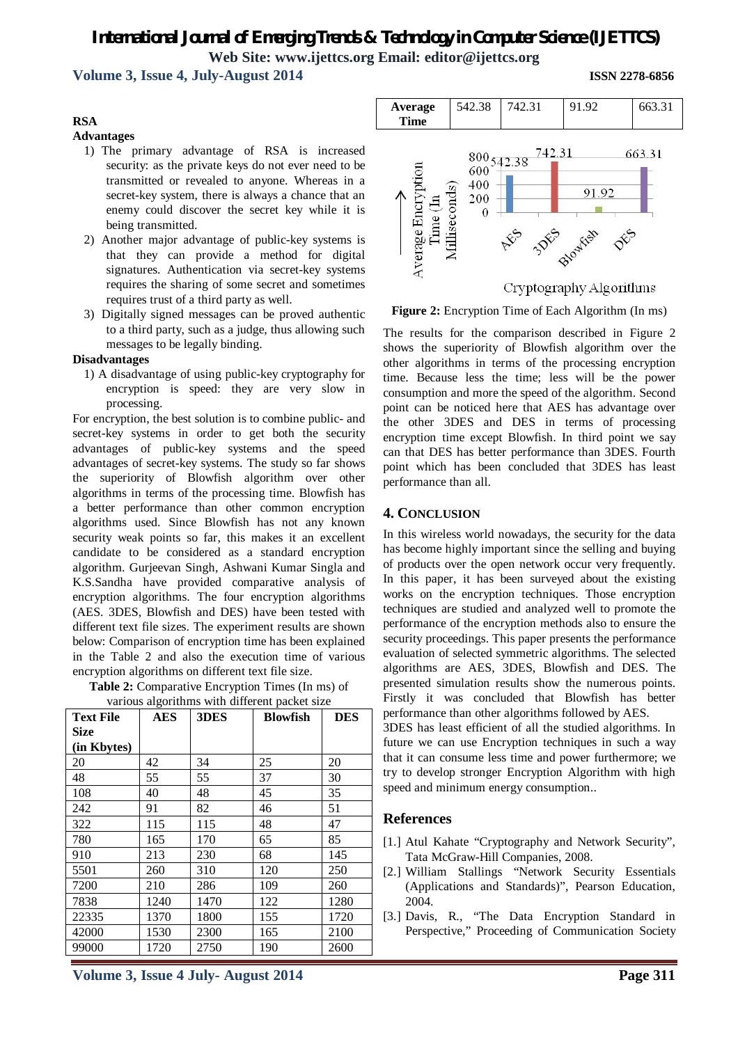### RSA

**Advantages**

1) The primary advantage of RSA is increased security: as the private keys do not ever need to be transmitted or revealed to anyone. Whereas in a secret-key system, there is always a chance that an enemy could discover the secret key while it is being transmitted.
2) Another major advantage of public-key systems is that they can provide a method for digital signatures. Authentication via secret-key systems requires the sharing of some secret and sometimes requires trust of a third party as well.
3) Digitally signed messages can be proved authentic to a third party, such as a judge, thus allowing such messages to be legally binding.

**Disadvantages**

1) A disadvantage of using public-key cryptography for encryption is speed: they are very slow in processing.

For encryption, the best solution is to combine public- and secret-key systems in order to get both the security advantages of public-key systems and the speed advantages of secret-key systems. The study so far shows the superiority of Blowfish algorithm over other algorithms in terms of the processing time. Blowfish has a better performance than other common encryption algorithms used. Since Blowfish has not any known security weak points so far, this makes it an excellent candidate to be considered as a standard encryption algorithm. Gurjeevan Singh, Ashwani Kumar Singla and K.S.Sandha have provided comparative analysis of encryption algorithms. The four encryption algorithms (AES. 3DES, Blowfish and DES) have been tested with different text file sizes. The experiment results are shown below: Comparison of encryption time has been explained in the Table 2 and also the execution time of various encryption algorithms on different text file size.

**Table 2:** Comparative Encryption Times (In ms) of various algorithms with different packet size

| Text File Size (in Kbytes) | AES | 3DES | Blowfish | DES |
|---|---|---|---|---|
| 20 | 42 | 34 | 25 | 20 |
| 48 | 55 | 55 | 37 | 30 |
| 108 | 40 | 48 | 45 | 35 |
| 242 | 91 | 82 | 46 | 51 |
| 322 | 115 | 115 | 48 | 47 |
| 780 | 165 | 170 | 65 | 85 |
| 910 | 213 | 230 | 68 | 145 |
| 5501 | 260 | 310 | 120 | 250 |
| 7200 | 210 | 286 | 109 | 260 |
| 7838 | 1240 | 1470 | 122 | 1280 |
| 22335 | 1370 | 1800 | 155 | 1720 |
| 42000 | 1530 | 2300 | 165 | 2100 |
| 99000 | 1720 | 2750 | 190 | 2600 |
| **Average Time** | 542.38 | 742.31 | 91.92 | 663.31 |

**Figure 2:** Encryption Time of Each Algorithm (In ms)

The results for the comparison described in Figure 2 shows the superiority of Blowfish algorithm over the other algorithms in terms of the processing encryption time. Because less the time; less will be the power consumption and more the speed of the algorithm. Second point can be noticed here that AES has advantage over the other 3DES and DES in terms of processing encryption time except Blowfish. In third point we say can that DES has better performance than 3DES. Fourth point which has been concluded that 3DES has least performance than all.

## 4. Conclusion

In this wireless world nowadays, the security for the data has become highly important since the selling and buying of products over the open network occur very frequently. In this paper, it has been surveyed about the existing works on the encryption techniques. Those encryption techniques are studied and analyzed well to promote the performance of the encryption methods also to ensure the security proceedings. This paper presents the performance evaluation of selected symmetric algorithms. The selected algorithms are AES, 3DES, Blowfish and DES. The presented simulation results show the numerous points. Firstly it was concluded that Blowfish has better performance than other algorithms followed by AES.

3DES has least efficient of all the studied algorithms. In future we can use Encryption techniques in such a way that it can consume less time and power furthermore; we try to develop stronger Encryption Algorithm with high speed and minimum energy consumption..

## References

[1.] Atul Kahate "Cryptography and Network Security", Tata McGraw-Hill Companies, 2008.

[2.] William Stallings "Network Security Essentials (Applications and Standards)", Pearson Education, 2004.

[3.] Davis, R., "The Data Encryption Standard in Perspective," Proceeding of Communication Society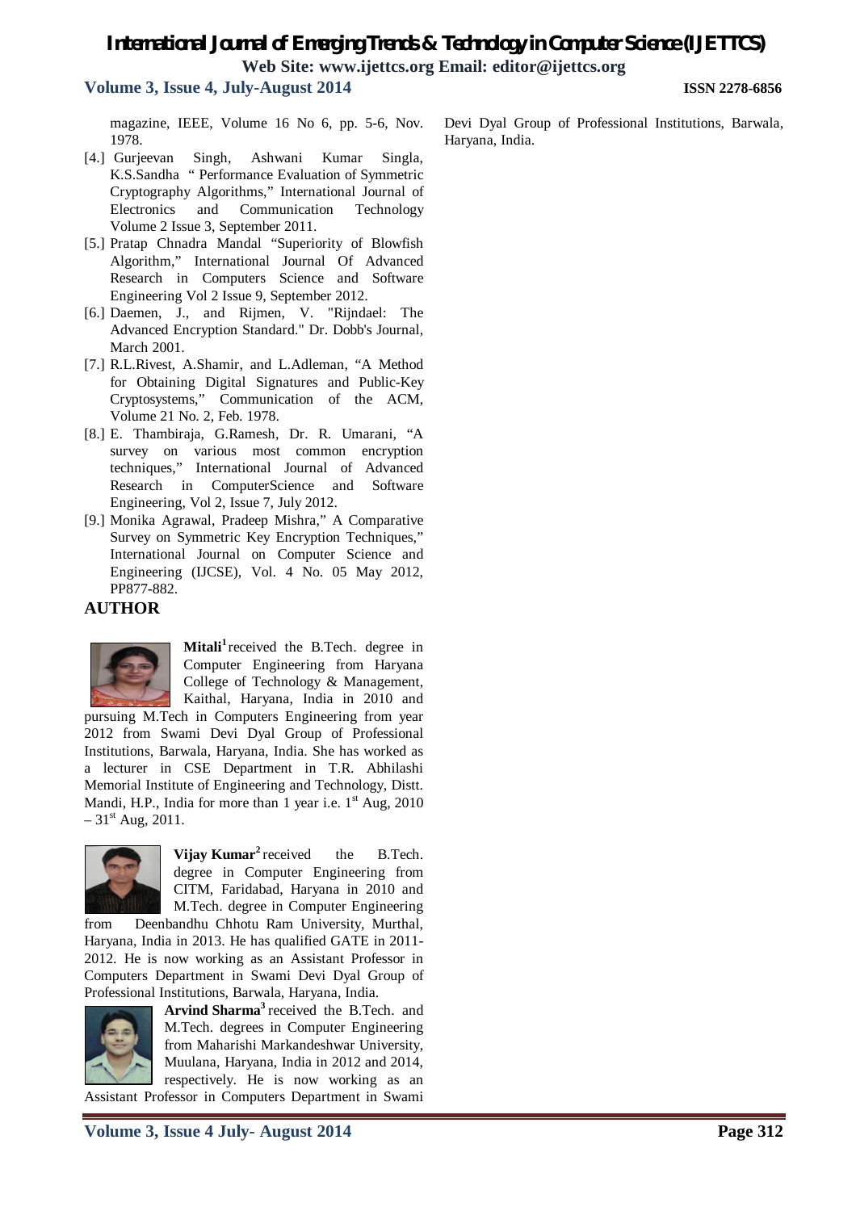magazine, IEEE, Volume 16 No 6, pp. 5-6, Nov. 1978.

[4.] Gurjeevan Singh, Ashwani Kumar Singla, K.S.Sandha " Performance Evaluation of Symmetric Cryptography Algorithms," International Journal of Electronics and Communication Technology Volume 2 Issue 3, September 2011.

[5.] Pratap Chnadra Mandal "Superiority of Blowfish Algorithm," International Journal Of Advanced Research in Computers Science and Software Engineering Vol 2 Issue 9, September 2012.

[6.] Daemen, J., and Rijmen, V. "Rijndael: The Advanced Encryption Standard." Dr. Dobb's Journal, March 2001.

[7.] R.L.Rivest, A.Shamir, and L.Adleman, "A Method for Obtaining Digital Signatures and Public-Key Cryptosystems," Communication of the ACM, Volume 21 No. 2, Feb. 1978.

[8.] E. Thambiraja, G.Ramesh, Dr. R. Umarani, "A survey on various most common encryption techniques," International Journal of Advanced Research in ComputerScience and Software Engineering, Vol 2, Issue 7, July 2012.

[9.] Monika Agrawal, Pradeep Mishra," A Comparative Survey on Symmetric Key Encryption Techniques," International Journal on Computer Science and Engineering (IJCSE), Vol. 4 No. 05 May 2012, PP877-882.

## AUTHOR

**Mitali[1]** received the B.Tech. degree in Computer Engineering from Haryana College of Technology & Management, Kaithal, Haryana, India in 2010 and pursuing M.Tech in Computers Engineering from year 2012 from Swami Devi Dyal Group of Professional Institutions, Barwala, Haryana, India. She has worked as a lecturer in CSE Department in T.R. Abhilashi Memorial Institute of Engineering and Technology, Distt. Mandi, H.P., India for more than 1 year i.e. 1st Aug, 2010 – 31st Aug, 2011.

**Vijay Kumar[2]** received the B.Tech. degree in Computer Engineering from CITM, Faridabad, Haryana in 2010 and M.Tech. degree in Computer Engineering from Deenbandhu Chhotu Ram University, Murthal, Haryana, India in 2013. He has qualified GATE in 2011-2012. He is now working as an Assistant Professor in Computers Department in Swami Devi Dyal Group of Professional Institutions, Barwala, Haryana, India.

**Arvind Sharma[3]** received the B.Tech. and M.Tech. degrees in Computer Engineering from Maharishi Markandeshwar University, Muulana, Haryana, India in 2012 and 2014, respectively. He is now working as an Assistant Professor in Computers Department in Swami Devi Dyal Group of Professional Institutions, Barwala, Haryana, India.